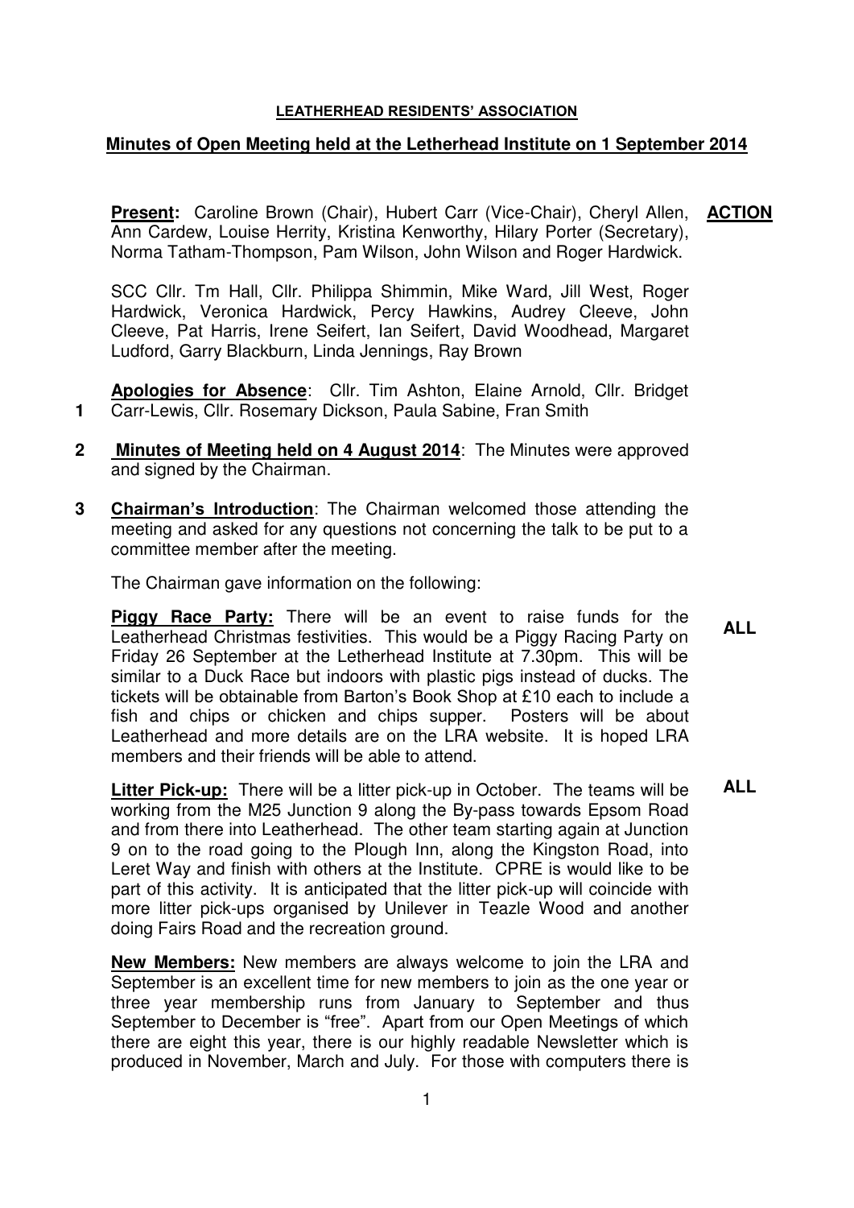**LEATHERHEAD RESIDENTS' ASSOCIATION**

**Minutes of Open Meeting held at the Letherhead Institute on 1 September 2014**

**ACTION**

**Present:** Caroline Brown (Chair), Hubert Carr (Vice-Chair), Cheryl Allen, Ann Cardew, Louise Herrity, Kristina Kenworthy, Hilary Porter (Secretary), Norma Tatham-Thompson, Pam Wilson, John Wilson and Roger Hardwick.

SCC Cllr. Tm Hall, Cllr. Philippa Shimmin, Mike Ward, Jill West, Roger Hardwick, Veronica Hardwick, Percy Hawkins, Audrey Cleeve, John Cleeve, Pat Harris, Irene Seifert, Ian Seifert, David Woodhead, Margaret Ludford, Garry Blackburn, Linda Jennings, Ray Brown

**1** **Apologies for Absence**: Cllr. Tim Ashton, Elaine Arnold, Cllr. Bridget Carr-Lewis, Cllr. Rosemary Dickson, Paula Sabine, Fran Smith

**2** **Minutes of Meeting held on 4 August 2014**: The Minutes were approved and signed by the Chairman.

**3** **Chairman's Introduction**: The Chairman welcomed those attending the meeting and asked for any questions not concerning the talk to be put to a committee member after the meeting.

The Chairman gave information on the following:

**Piggy Race Party:** There will be an event to raise funds for the Leatherhead Christmas festivities. This would be a Piggy Racing Party on Friday 26 September at the Letherhead Institute at 7.30pm. This will be similar to a Duck Race but indoors with plastic pigs instead of ducks. The tickets will be obtainable from Barton's Book Shop at £10 each to include a fish and chips or chicken and chips supper. Posters will be about Leatherhead and more details are on the LRA website. It is hoped LRA members and their friends will be able to attend. **ALL**

**Litter Pick-up:** There will be a litter pick-up in October. The teams will be working from the M25 Junction 9 along the By-pass towards Epsom Road and from there into Leatherhead. The other team starting again at Junction 9 on to the road going to the Plough Inn, along the Kingston Road, into Leret Way and finish with others at the Institute. CPRE is would like to be part of this activity. It is anticipated that the litter pick-up will coincide with more litter pick-ups organised by Unilever in Teazle Wood and another doing Fairs Road and the recreation ground. **ALL**

**New Members:** New members are always welcome to join the LRA and September is an excellent time for new members to join as the one year or three year membership runs from January to September and thus September to December is "free". Apart from our Open Meetings of which there are eight this year, there is our highly readable Newsletter which is produced in November, March and July. For those with computers there is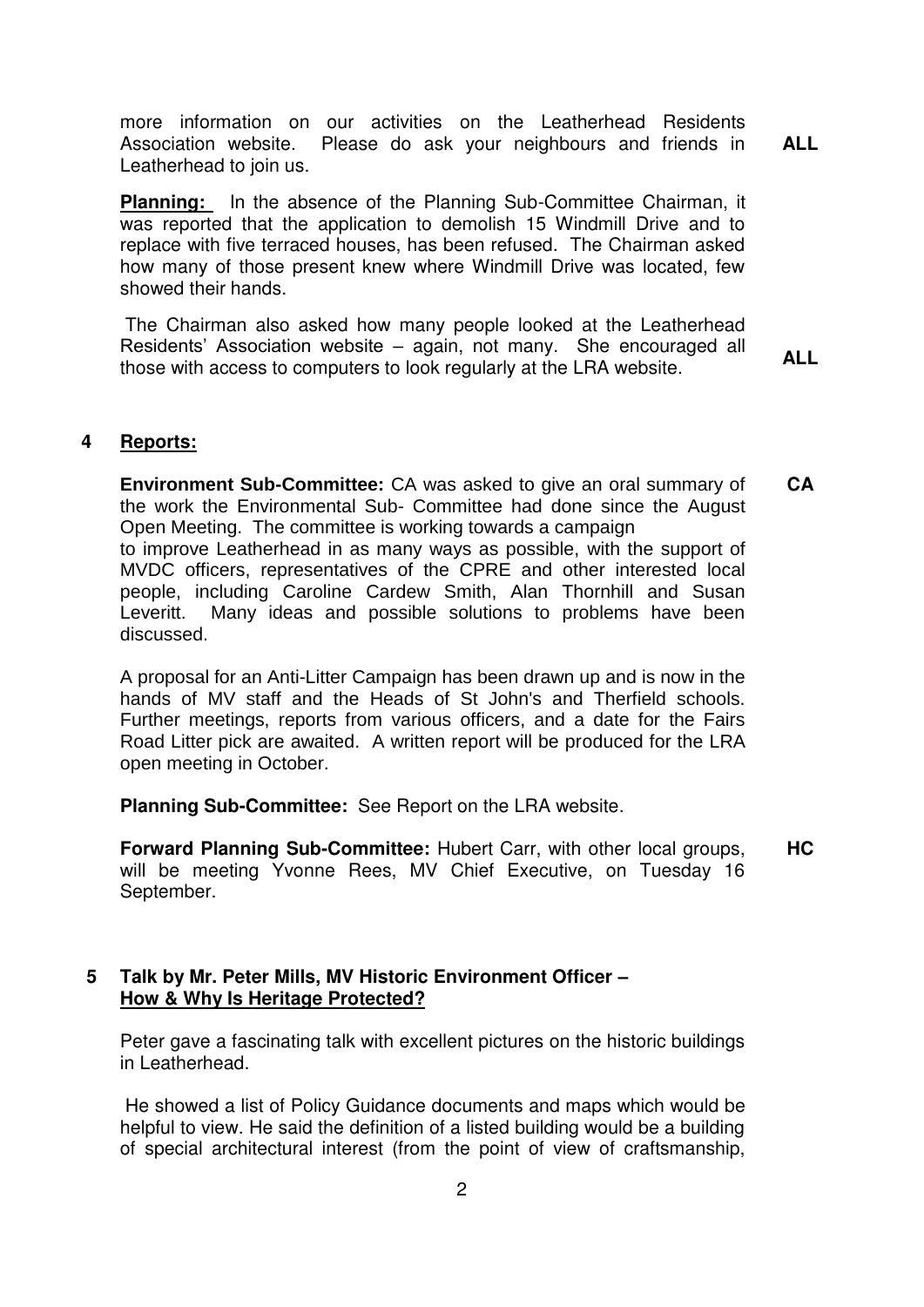more information on our activities on the Leatherhead Residents Association website. Please do ask your neighbours and friends in Leatherhead to join us. **ALL**

**Planning:** In the absence of the Planning Sub-Committee Chairman, it was reported that the application to demolish 15 Windmill Drive and to replace with five terraced houses, has been refused. The Chairman asked how many of those present knew where Windmill Drive was located, few showed their hands.

The Chairman also asked how many people looked at the Leatherhead Residents' Association website – again, not many. She encouraged all those with access to computers to look regularly at the LRA website. **ALL**

## 4 Reports:

**Environment Sub-Committee:** CA was asked to give an oral summary of the work the Environmental Sub- Committee had done since the August Open Meeting. The committee is working towards a campaign to improve Leatherhead in as many ways as possible, with the support of MVDC officers, representatives of the CPRE and other interested local people, including Caroline Cardew Smith, Alan Thornhill and Susan Leveritt. Many ideas and possible solutions to problems have been discussed. **CA**

A proposal for an Anti-Litter Campaign has been drawn up and is now in the hands of MV staff and the Heads of St John's and Therfield schools. Further meetings, reports from various officers, and a date for the Fairs Road Litter pick are awaited. A written report will be produced for the LRA open meeting in October.

**Planning Sub-Committee:** See Report on the LRA website.

**Forward Planning Sub-Committee:** Hubert Carr, with other local groups, will be meeting Yvonne Rees, MV Chief Executive, on Tuesday 16 September. **HC**

## 5 Talk by Mr. Peter Mills, MV Historic Environment Officer – How & Why Is Heritage Protected?

Peter gave a fascinating talk with excellent pictures on the historic buildings in Leatherhead.

He showed a list of Policy Guidance documents and maps which would be helpful to view. He said the definition of a listed building would be a building of special architectural interest (from the point of view of craftsmanship,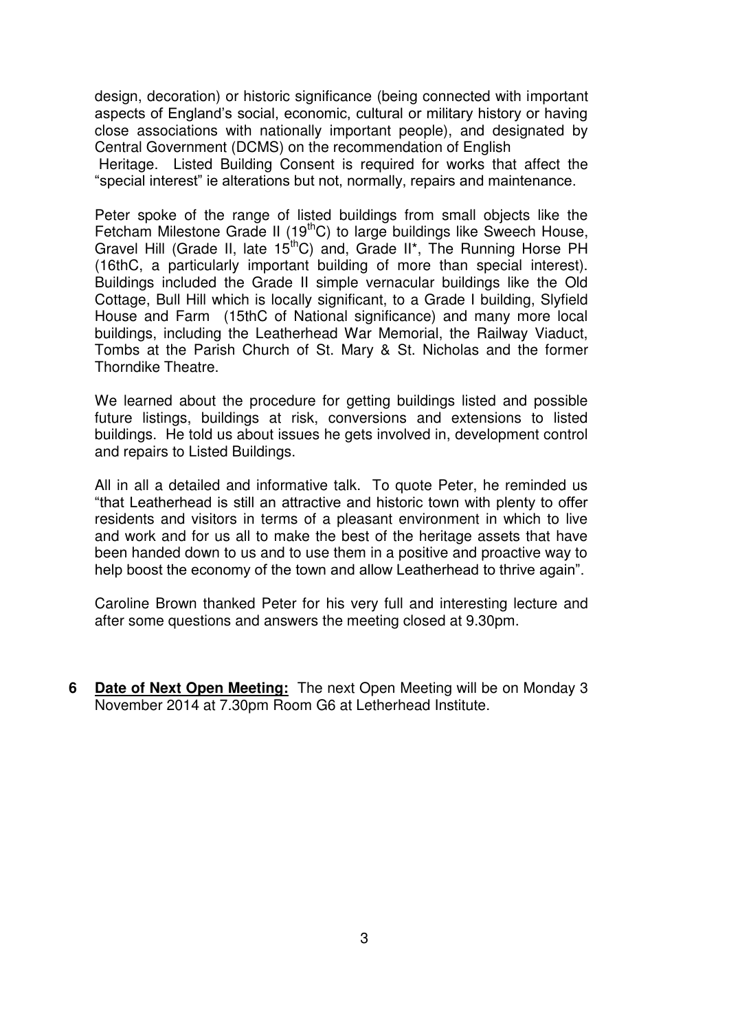design, decoration) or historic significance (being connected with important aspects of England's social, economic, cultural or military history or having close associations with nationally important people), and designated by Central Government (DCMS) on the recommendation of English Heritage. Listed Building Consent is required for works that affect the "special interest" ie alterations but not, normally, repairs and maintenance.

Peter spoke of the range of listed buildings from small objects like the Fetcham Milestone Grade II (19$^{th}$C) to large buildings like Sweech House, Gravel Hill (Grade II, late 15$^{th}$C) and, Grade II*, The Running Horse PH (16thC, a particularly important building of more than special interest). Buildings included the Grade II simple vernacular buildings like the Old Cottage, Bull Hill which is locally significant, to a Grade I building, Slyfield House and Farm (15thC of National significance) and many more local buildings, including the Leatherhead War Memorial, the Railway Viaduct, Tombs at the Parish Church of St. Mary & St. Nicholas and the former Thorndike Theatre.

We learned about the procedure for getting buildings listed and possible future listings, buildings at risk, conversions and extensions to listed buildings. He told us about issues he gets involved in, development control and repairs to Listed Buildings.

All in all a detailed and informative talk. To quote Peter, he reminded us "that Leatherhead is still an attractive and historic town with plenty to offer residents and visitors in terms of a pleasant environment in which to live and work and for us all to make the best of the heritage assets that have been handed down to us and to use them in a positive and proactive way to help boost the economy of the town and allow Leatherhead to thrive again".

Caroline Brown thanked Peter for his very full and interesting lecture and after some questions and answers the meeting closed at 9.30pm.

**6** **Date of Next Open Meeting:** The next Open Meeting will be on Monday 3 November 2014 at 7.30pm Room G6 at Letherhead Institute.